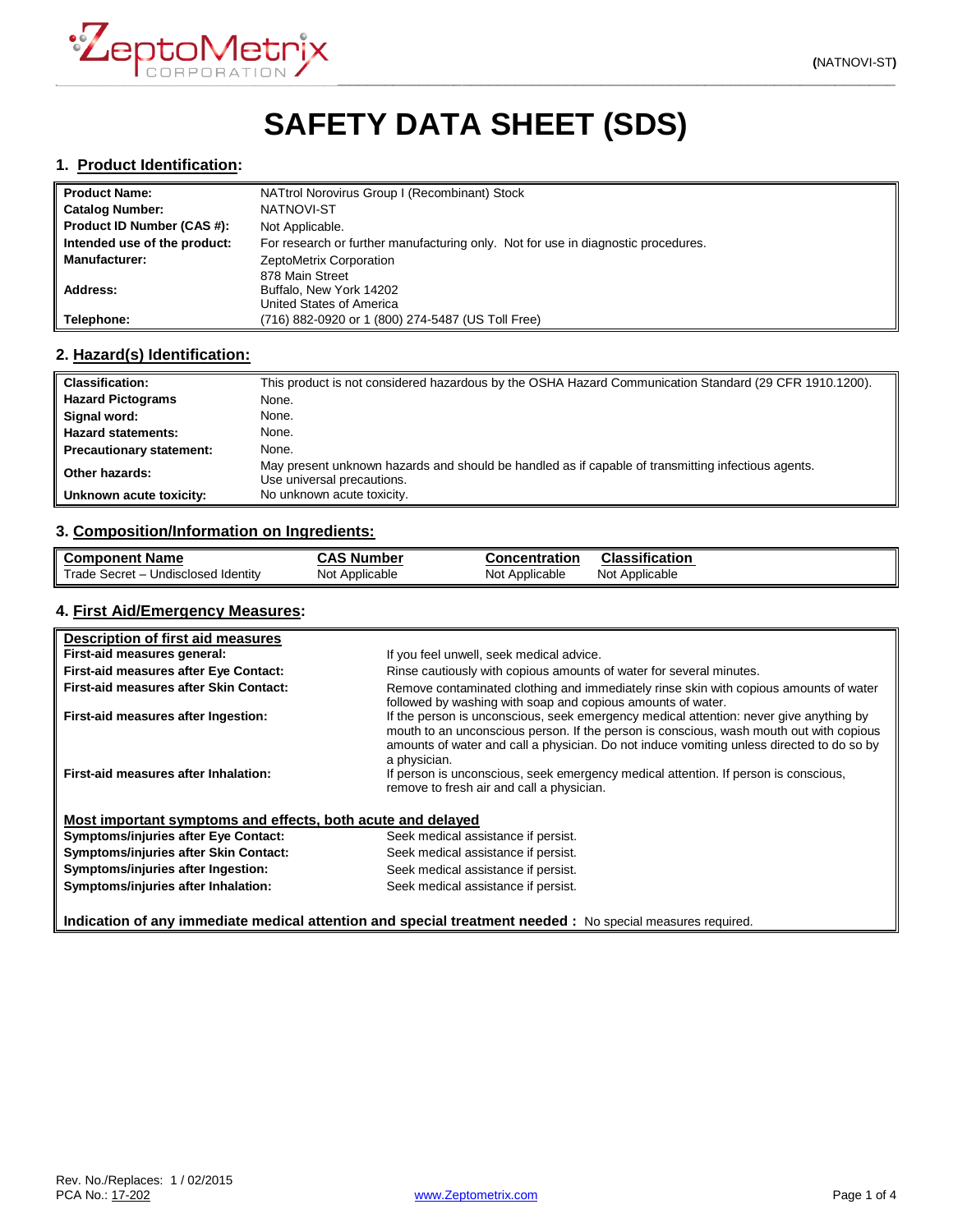# SAFETY DATA SHEET (SDS)

## 1. Product Identification:

| | |
|---|---|
| **Product Name:** | NATtrol Norovirus Group I (Recombinant) Stock |
| **Catalog Number:** | NATNOVI-ST |
| **Product ID Number (CAS #):** | Not Applicable. |
| **Intended use of the product:** | For research or further manufacturing only. Not for use in diagnostic procedures. |
| **Manufacturer:** | ZeptoMetrix Corporation |
| **Address:** | 878 Main Street<br>Buffalo, New York 14202<br>United States of America |
| **Telephone:** | (716) 882-0920 or 1 (800) 274-5487 (US Toll Free) |

## 2. Hazard(s) Identification:

| | |
|---|---|
| **Classification:** | This product is not considered hazardous by the OSHA Hazard Communication Standard (29 CFR 1910.1200). |
| **Hazard Pictograms** | None. |
| **Signal word:** | None. |
| **Hazard statements:** | None. |
| **Precautionary statement:** | None. |
| **Other hazards:** | May present unknown hazards and should be handled as if capable of transmitting infectious agents. Use universal precautions. |
| **Unknown acute toxicity:** | No unknown acute toxicity. |

## 3. Composition/Information on Ingredients:

| Component Name | CAS Number | Concentration | Classification |
|---|---|---|---|
| Trade Secret – Undisclosed Identity | Not Applicable | Not Applicable | Not Applicable |

## 4. First Aid/Emergency Measures:

**Description of first aid measures**

| | |
|---|---|
| **First-aid measures general:** | If you feel unwell, seek medical advice. |
| **First-aid measures after Eye Contact:** | Rinse cautiously with copious amounts of water for several minutes. |
| **First-aid measures after Skin Contact:** | Remove contaminated clothing and immediately rinse skin with copious amounts of water followed by washing with soap and copious amounts of water. |
| **First-aid measures after Ingestion:** | If the person is unconscious, seek emergency medical attention: never give anything by mouth to an unconscious person. If the person is conscious, wash mouth out with copious amounts of water and call a physician. Do not induce vomiting unless directed to do so by a physician. |
| **First-aid measures after Inhalation:** | If person is unconscious, seek emergency medical attention. If person is conscious, remove to fresh air and call a physician. |

**Most important symptoms and effects, both acute and delayed**

| | |
|---|---|
| **Symptoms/injuries after Eye Contact:** | Seek medical assistance if persist. |
| **Symptoms/injuries after Skin Contact:** | Seek medical assistance if persist. |
| **Symptoms/injuries after Ingestion:** | Seek medical assistance if persist. |
| **Symptoms/injuries after Inhalation:** | Seek medical assistance if persist. |

**Indication of any immediate medical attention and special treatment needed :** No special measures required.

Rev. No./Replaces: 1 / 02/2015
PCA No.: 17-202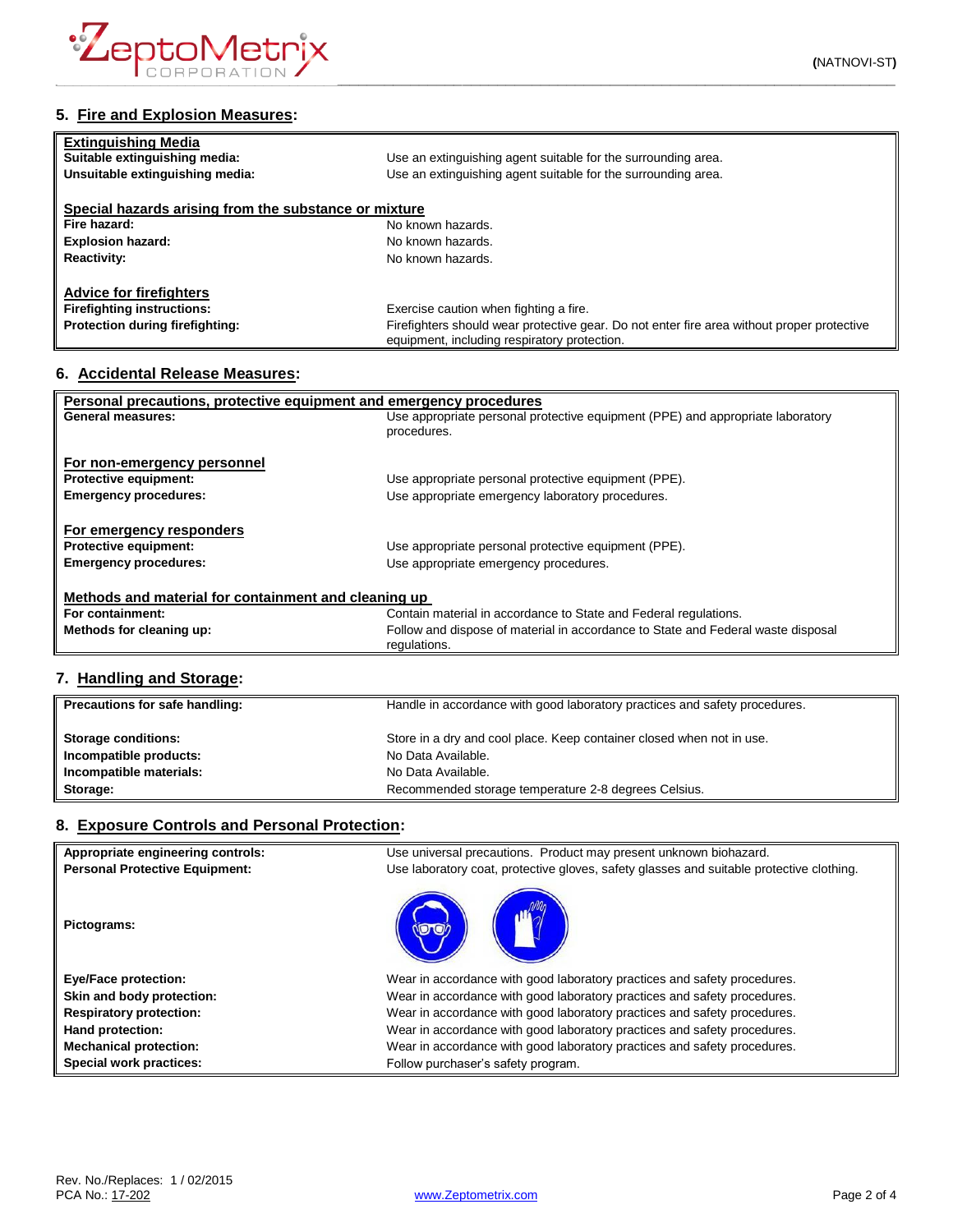## 5. Fire and Explosion Measures:

| **Extinguishing Media** | |
|---|---|
| **Suitable extinguishing media:** | Use an extinguishing agent suitable for the surrounding area. |
| **Unsuitable extinguishing media:** | Use an extinguishing agent suitable for the surrounding area. |
| **Special hazards arising from the substance or mixture** | |
| **Fire hazard:** | No known hazards. |
| **Explosion hazard:** | No known hazards. |
| **Reactivity:** | No known hazards. |
| **Advice for firefighters** | |
| **Firefighting instructions:** | Exercise caution when fighting a fire. |
| **Protection during firefighting:** | Firefighters should wear protective gear. Do not enter fire area without proper protective equipment, including respiratory protection. |

## 6. Accidental Release Measures:

| **Personal precautions, protective equipment and emergency procedures** | |
|---|---|
| **General measures:** | Use appropriate personal protective equipment (PPE) and appropriate laboratory procedures. |
| **For non-emergency personnel** | |
| **Protective equipment:** | Use appropriate personal protective equipment (PPE). |
| **Emergency procedures:** | Use appropriate emergency laboratory procedures. |
| **For emergency responders** | |
| **Protective equipment:** | Use appropriate personal protective equipment (PPE). |
| **Emergency procedures:** | Use appropriate emergency procedures. |
| **Methods and material for containment and cleaning up** | |
| **For containment:** | Contain material in accordance to State and Federal regulations. |
| **Methods for cleaning up:** | Follow and dispose of material in accordance to State and Federal waste disposal regulations. |

## 7. Handling and Storage:

| **Precautions for safe handling:** | Handle in accordance with good laboratory practices and safety procedures. |
|---|---|
| **Storage conditions:** | Store in a dry and cool place. Keep container closed when not in use. |
| **Incompatible products:** | No Data Available. |
| **Incompatible materials:** | No Data Available. |
| **Storage:** | Recommended storage temperature 2-8 degrees Celsius. |

## 8. Exposure Controls and Personal Protection:

| **Appropriate engineering controls:** | Use universal precautions. Product may present unknown biohazard. |
|---|---|
| **Personal Protective Equipment:** | Use laboratory coat, protective gloves, safety glasses and suitable protective clothing. |
| **Pictograms:** | |
| **Eye/Face protection:** | Wear in accordance with good laboratory practices and safety procedures. |
| **Skin and body protection:** | Wear in accordance with good laboratory practices and safety procedures. |
| **Respiratory protection:** | Wear in accordance with good laboratory practices and safety procedures. |
| **Hand protection:** | Wear in accordance with good laboratory practices and safety procedures. |
| **Mechanical protection:** | Wear in accordance with good laboratory practices and safety procedures. |
| **Special work practices:** | Follow purchaser's safety program. |

Rev. No./Replaces: 1 / 02/2015
PCA No.: 17-202

www.Zeptometrix.com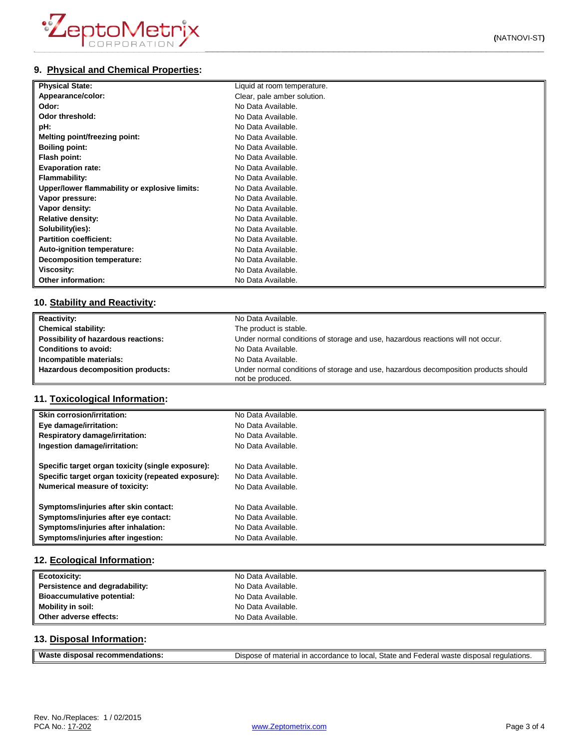## 9. Physical and Chemical Properties:

| | |
|---|---|
| **Physical State:** | Liquid at room temperature. |
| **Appearance/color:** | Clear, pale amber solution. |
| **Odor:** | No Data Available. |
| **Odor threshold:** | No Data Available. |
| **pH:** | No Data Available. |
| **Melting point/freezing point:** | No Data Available. |
| **Boiling point:** | No Data Available. |
| **Flash point:** | No Data Available. |
| **Evaporation rate:** | No Data Available. |
| **Flammability:** | No Data Available. |
| **Upper/lower flammability or explosive limits:** | No Data Available. |
| **Vapor pressure:** | No Data Available. |
| **Vapor density:** | No Data Available. |
| **Relative density:** | No Data Available. |
| **Solubility(ies):** | No Data Available. |
| **Partition coefficient:** | No Data Available. |
| **Auto-ignition temperature:** | No Data Available. |
| **Decomposition temperature:** | No Data Available. |
| **Viscosity:** | No Data Available. |
| **Other information:** | No Data Available. |

## 10. Stability and Reactivity:

| | |
|---|---|
| **Reactivity:** | No Data Available. |
| **Chemical stability:** | The product is stable. |
| **Possibility of hazardous reactions:** | Under normal conditions of storage and use, hazardous reactions will not occur. |
| **Conditions to avoid:** | No Data Available. |
| **Incompatible materials:** | No Data Available. |
| **Hazardous decomposition products:** | Under normal conditions of storage and use, hazardous decomposition products should not be produced. |

## 11. Toxicological Information:

| | |
|---|---|
| **Skin corrosion/irritation:** | No Data Available. |
| **Eye damage/irritation:** | No Data Available. |
| **Respiratory damage/irritation:** | No Data Available. |
| **Ingestion damage/irritation:** | No Data Available. |
| **Specific target organ toxicity (single exposure):** | No Data Available. |
| **Specific target organ toxicity (repeated exposure):** | No Data Available. |
| **Numerical measure of toxicity:** | No Data Available. |
| **Symptoms/injuries after skin contact:** | No Data Available. |
| **Symptoms/injuries after eye contact:** | No Data Available. |
| **Symptoms/injuries after inhalation:** | No Data Available. |
| **Symptoms/injuries after ingestion:** | No Data Available. |

## 12. Ecological Information:

| | |
|---|---|
| **Ecotoxicity:** | No Data Available. |
| **Persistence and degradability:** | No Data Available. |
| **Bioaccumulative potential:** | No Data Available. |
| **Mobility in soil:** | No Data Available. |
| **Other adverse effects:** | No Data Available. |

## 13. Disposal Information:

| | |
|---|---|
| **Waste disposal recommendations:** | Dispose of material in accordance to local, State and Federal waste disposal regulations. |

Rev. No./Replaces: 1 / 02/2015
PCA No.: 17-202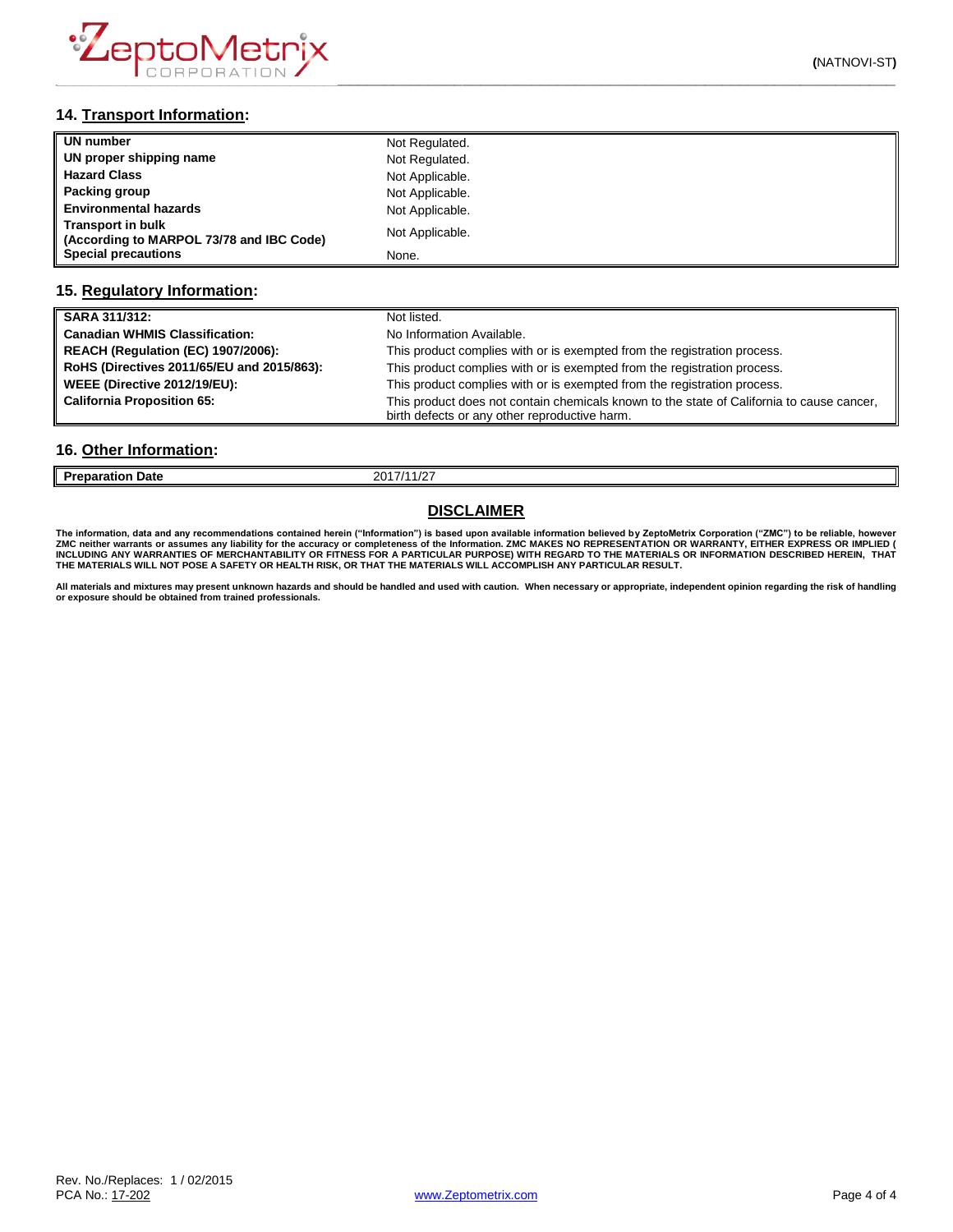## 14. Transport Information:

| | |
|---|---|
| **UN number** | Not Regulated. |
| **UN proper shipping name** | Not Regulated. |
| **Hazard Class** | Not Applicable. |
| **Packing group** | Not Applicable. |
| **Environmental hazards** | Not Applicable. |
| **Transport in bulk (According to MARPOL 73/78 and IBC Code)** | Not Applicable. |
| **Special precautions** | None. |

## 15. Regulatory Information:

| | |
|---|---|
| **SARA 311/312:** | Not listed. |
| **Canadian WHMIS Classification:** | No Information Available. |
| **REACH (Regulation (EC) 1907/2006):** | This product complies with or is exempted from the registration process. |
| **RoHS (Directives 2011/65/EU and 2015/863):** | This product complies with or is exempted from the registration process. |
| **WEEE (Directive 2012/19/EU):** | This product complies with or is exempted from the registration process. |
| **California Proposition 65:** | This product does not contain chemicals known to the state of California to cause cancer, birth defects or any other reproductive harm. |

## 16. Other Information:

| | |
|---|---|
| **Preparation Date** | 2017/11/27 |

## DISCLAIMER

**The information, data and any recommendations contained herein ("Information") is based upon available information believed by ZeptoMetrix Corporation ("ZMC") to be reliable, however ZMC neither warrants or assumes any liability for the accuracy or completeness of the Information. ZMC MAKES NO REPRESENTATION OR WARRANTY, EITHER EXPRESS OR IMPLIED ( INCLUDING ANY WARRANTIES OF MERCHANTABILITY OR FITNESS FOR A PARTICULAR PURPOSE) WITH REGARD TO THE MATERIALS OR INFORMATION DESCRIBED HEREIN, THAT THE MATERIALS WILL NOT POSE A SAFETY OR HEALTH RISK, OR THAT THE MATERIALS WILL ACCOMPLISH ANY PARTICULAR RESULT.**

**All materials and mixtures may present unknown hazards and should be handled and used with caution. When necessary or appropriate, independent opinion regarding the risk of handling or exposure should be obtained from trained professionals.**

Rev. No./Replaces: 1 / 02/2015
PCA No.: 17-202

www.Zeptometrix.com